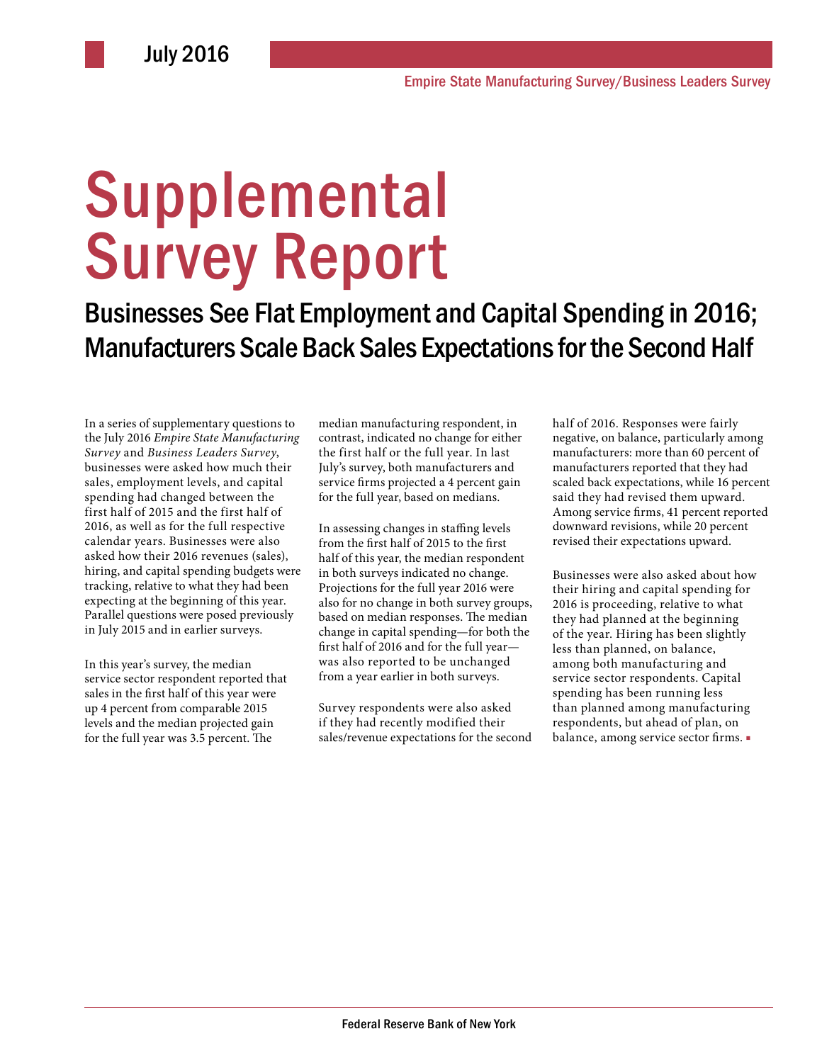July 2016

Empire State Manufacturing Survey/Business Leaders Survey

# Supplemental Survey Report

## Businesses See Flat Employment and Capital Spending in 2016; Manufacturers Scale Back Sales Expectations for the Second Half

In a series of supplementary questions to the July 2016 *Empire State Manufacturing Survey* and *Business Leaders Survey*, businesses were asked how much their sales, employment levels, and capital spending had changed between the first half of 2015 and the first half of 2016, as well as for the full respective calendar years. Businesses were also asked how their 2016 revenues (sales), hiring, and capital spending budgets were tracking, relative to what they had been expecting at the beginning of this year. Parallel questions were posed previously in July 2015 and in earlier surveys.

In this year's survey, the median service sector respondent reported that sales in the first half of this year were up 4 percent from comparable 2015 levels and the median projected gain for the full year was 3.5 percent. The median manufacturing respondent, in contrast, indicated no change for either the first half or the full year. In last July's survey, both manufacturers and service firms projected a 4 percent gain for the full year, based on medians.

In assessing changes in staffing levels from the first half of 2015 to the first half of this year, the median respondent in both surveys indicated no change. Projections for the full year 2016 were also for no change in both survey groups, based on median responses. The median change in capital spending—for both the first half of 2016 and for the full year—was also reported to be unchanged from a year earlier in both surveys.

Survey respondents were also asked if they had recently modified their sales/revenue expectations for the second half of 2016. Responses were fairly negative, on balance, particularly among manufacturers: more than 60 percent of manufacturers reported that they had scaled back expectations, while 16 percent said they had revised them upward. Among service firms, 41 percent reported downward revisions, while 20 percent revised their expectations upward.

Businesses were also asked about how their hiring and capital spending for 2016 is proceeding, relative to what they had planned at the beginning of the year. Hiring has been slightly less than planned, on balance, among both manufacturing and service sector respondents. Capital spending has been running less than planned among manufacturing respondents, but ahead of plan, on balance, among service sector firms. ▪

Federal Reserve Bank of New York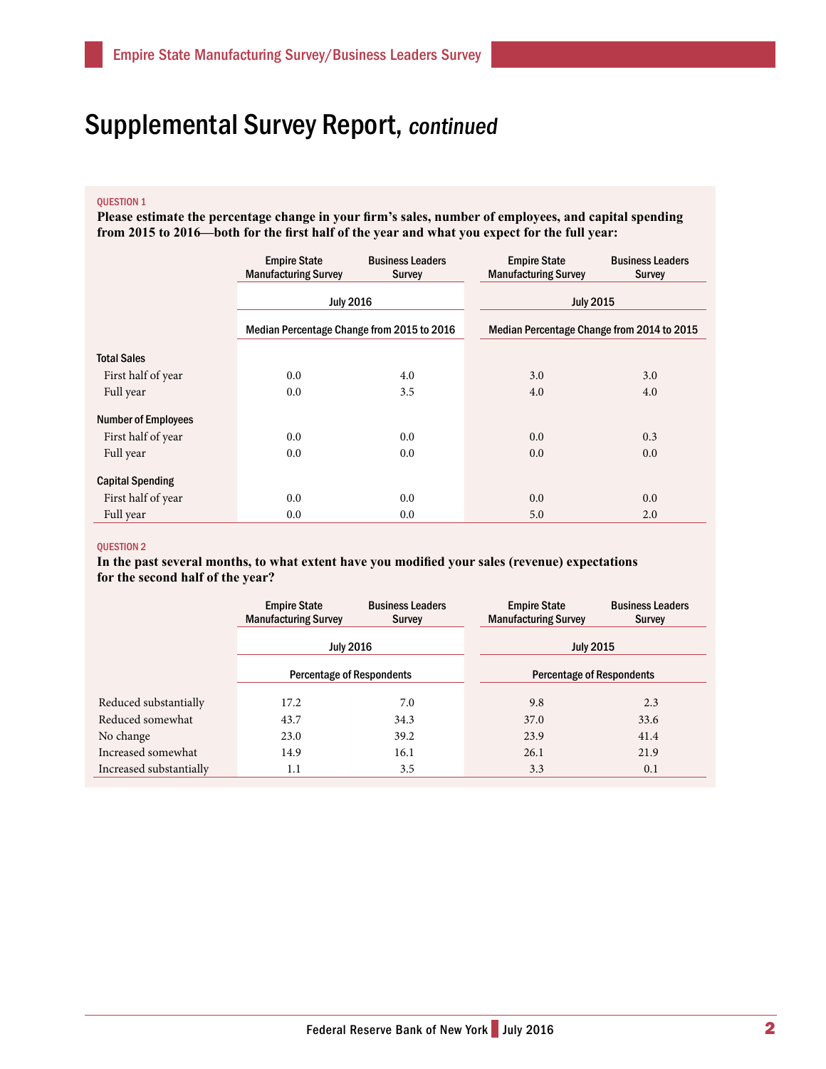# Supplemental Survey Report, *continued*

QUESTION 1

**Please estimate the percentage change in your firm's sales, number of employees, and capital spending from 2015 to 2016—both for the first half of the year and what you expect for the full year:**

| | Empire State Manufacturing Survey | Business Leaders Survey | Empire State Manufacturing Survey | Business Leaders Survey |
|---|---|---|---|---|
| | July 2016 | | July 2015 | |
| | Median Percentage Change from 2015 to 2016 | | Median Percentage Change from 2014 to 2015 | |
| **Total Sales** | | | | |
| First half of year | 0.0 | 4.0 | 3.0 | 3.0 |
| Full year | 0.0 | 3.5 | 4.0 | 4.0 |
| **Number of Employees** | | | | |
| First half of year | 0.0 | 0.0 | 0.0 | 0.3 |
| Full year | 0.0 | 0.0 | 0.0 | 0.0 |
| **Capital Spending** | | | | |
| First half of year | 0.0 | 0.0 | 0.0 | 0.0 |
| Full year | 0.0 | 0.0 | 5.0 | 2.0 |

QUESTION 2

**In the past several months, to what extent have you modified your sales (revenue) expectations for the second half of the year?**

| | Empire State Manufacturing Survey | Business Leaders Survey | Empire State Manufacturing Survey | Business Leaders Survey |
|---|---|---|---|---|
| | July 2016 | | July 2015 | |
| | Percentage of Respondents | | Percentage of Respondents | |
| Reduced substantially | 17.2 | 7.0 | 9.8 | 2.3 |
| Reduced somewhat | 43.7 | 34.3 | 37.0 | 33.6 |
| No change | 23.0 | 39.2 | 23.9 | 41.4 |
| Increased somewhat | 14.9 | 16.1 | 26.1 | 21.9 |
| Increased substantially | 1.1 | 3.5 | 3.3 | 0.1 |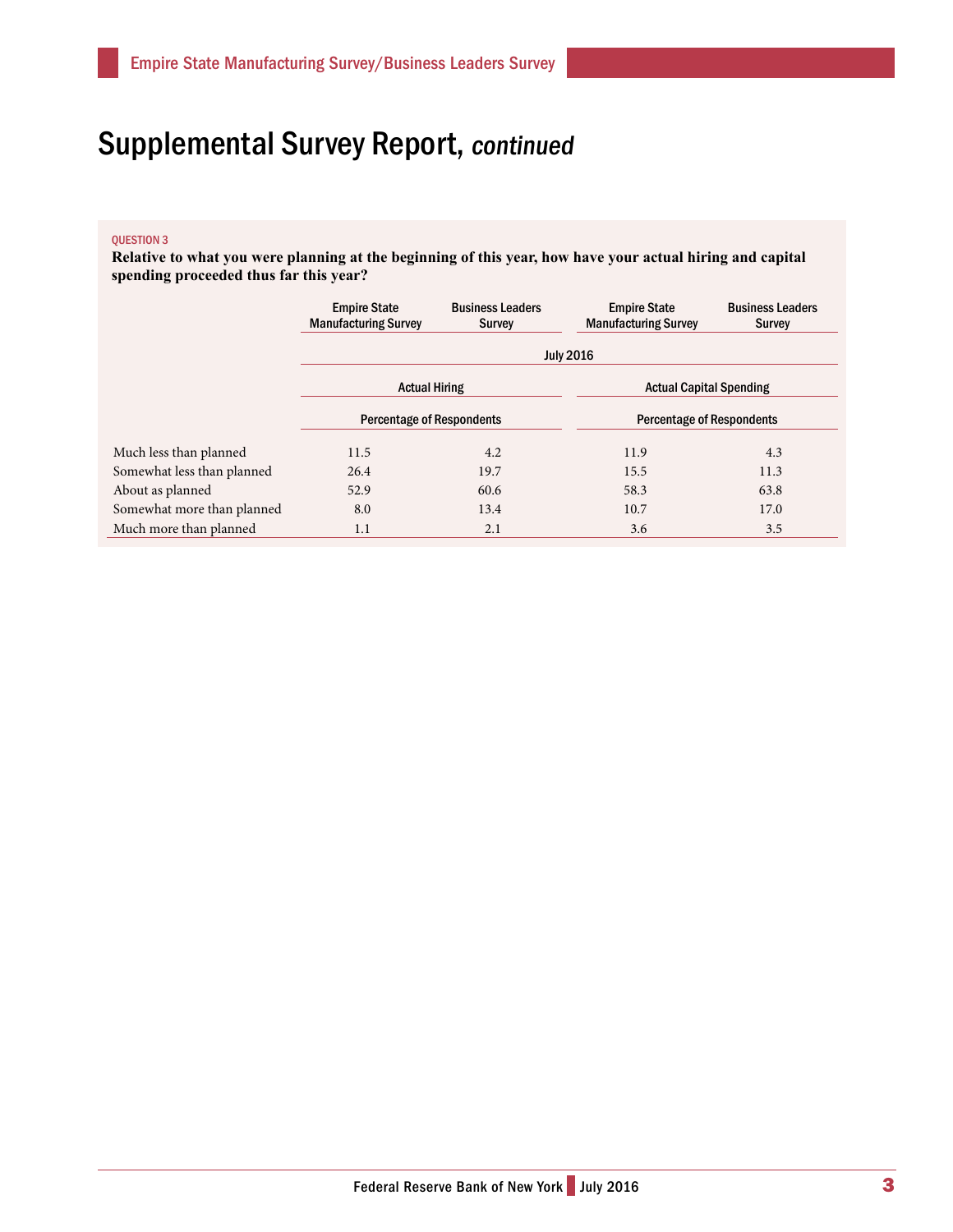# Supplemental Survey Report, *continued*

QUESTION 3

**Relative to what you were planning at the beginning of this year, how have your actual hiring and capital spending proceeded thus far this year?**

| | Empire State Manufacturing Survey | Business Leaders Survey | Empire State Manufacturing Survey | Business Leaders Survey |
|---|---|---|---|---|
| | July 2016 | | | |
| | Actual Hiring | | Actual Capital Spending | |
| | Percentage of Respondents | | Percentage of Respondents | |
| Much less than planned | 11.5 | 4.2 | 11.9 | 4.3 |
| Somewhat less than planned | 26.4 | 19.7 | 15.5 | 11.3 |
| About as planned | 52.9 | 60.6 | 58.3 | 63.8 |
| Somewhat more than planned | 8.0 | 13.4 | 10.7 | 17.0 |
| Much more than planned | 1.1 | 2.1 | 3.6 | 3.5 |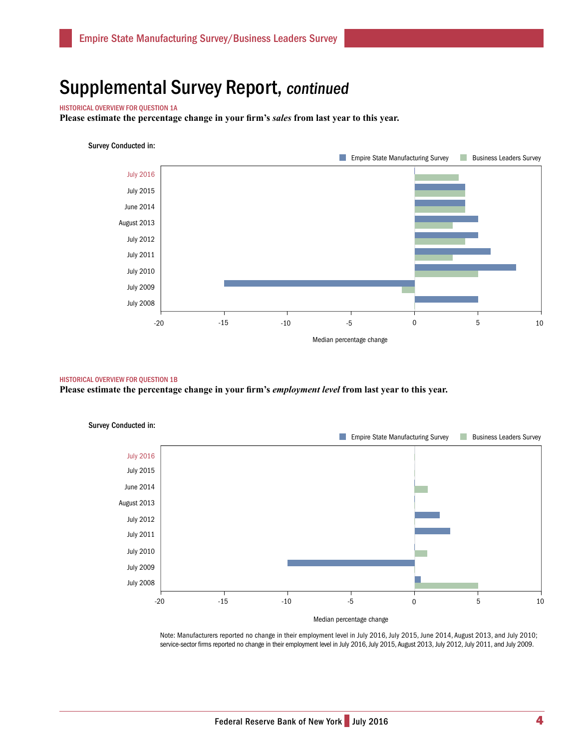# Supplemental Survey Report, *continued*

HISTORICAL OVERVIEW FOR QUESTION 1A

**Please estimate the percentage change in your firm's *sales* from last year to this year.**

Survey Conducted in:

Empire State Manufacturing Survey | Business Leaders Survey

July 2016
July 2015
June 2014
August 2013
July 2012
July 2011
July 2010
July 2009
July 2008

-20 -15 -10 -5 0 5 10

Median percentage change

HISTORICAL OVERVIEW FOR QUESTION 1B

**Please estimate the percentage change in your firm's *employment level* from last year to this year.**

Survey Conducted in:

Empire State Manufacturing Survey | Business Leaders Survey

July 2016
July 2015
June 2014
August 2013
July 2012
July 2011
July 2010
July 2009
July 2008

-20 -15 -10 -5 0 5 10

Median percentage change

Note: Manufacturers reported no change in their employment level in July 2016, July 2015, June 2014, August 2013, and July 2010; service-sector firms reported no change in their employment level in July 2016, July 2015, August 2013, July 2012, July 2011, and July 2009.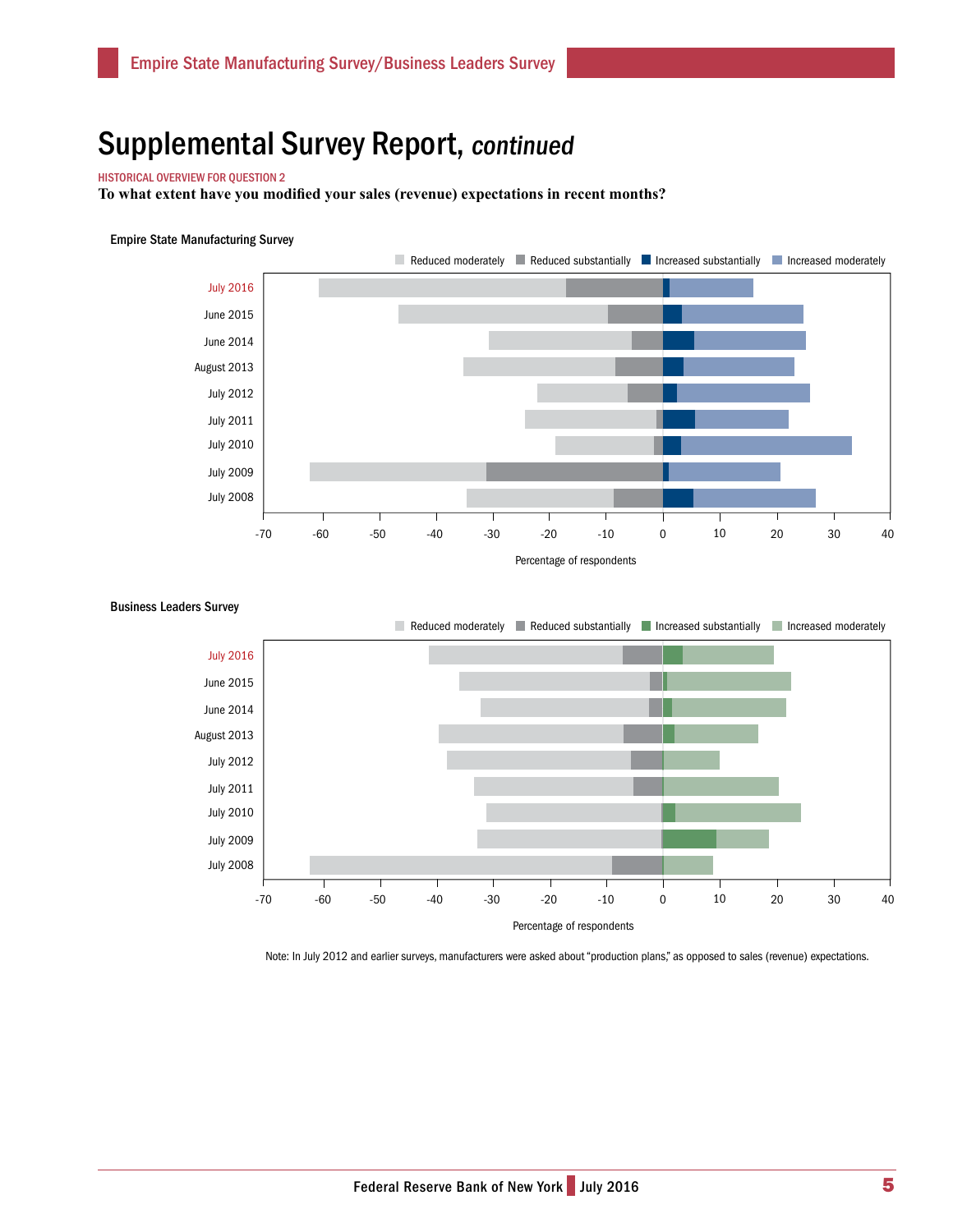# Supplemental Survey Report, *continued*

HISTORICAL OVERVIEW FOR QUESTION 2

**To what extent have you modified your sales (revenue) expectations in recent months?**

Empire State Manufacturing Survey

Reduced moderately
Reduced substantially
Increased substantially
Increased moderately

July 2016
June 2015
June 2014
August 2013
July 2012
July 2011
July 2010
July 2009
July 2008

-70 -60 -50 -40 -30 -20 -10 0 10 20 30 40

Percentage of respondents

Business Leaders Survey

Reduced moderately
Reduced substantially
Increased substantially
Increased moderately

July 2016
June 2015
June 2014
August 2013
July 2012
July 2011
July 2010
July 2009
July 2008

-70 -60 -50 -40 -30 -20 -10 0 10 20 30 40

Percentage of respondents

Note: In July 2012 and earlier surveys, manufacturers were asked about "production plans," as opposed to sales (revenue) expectations.